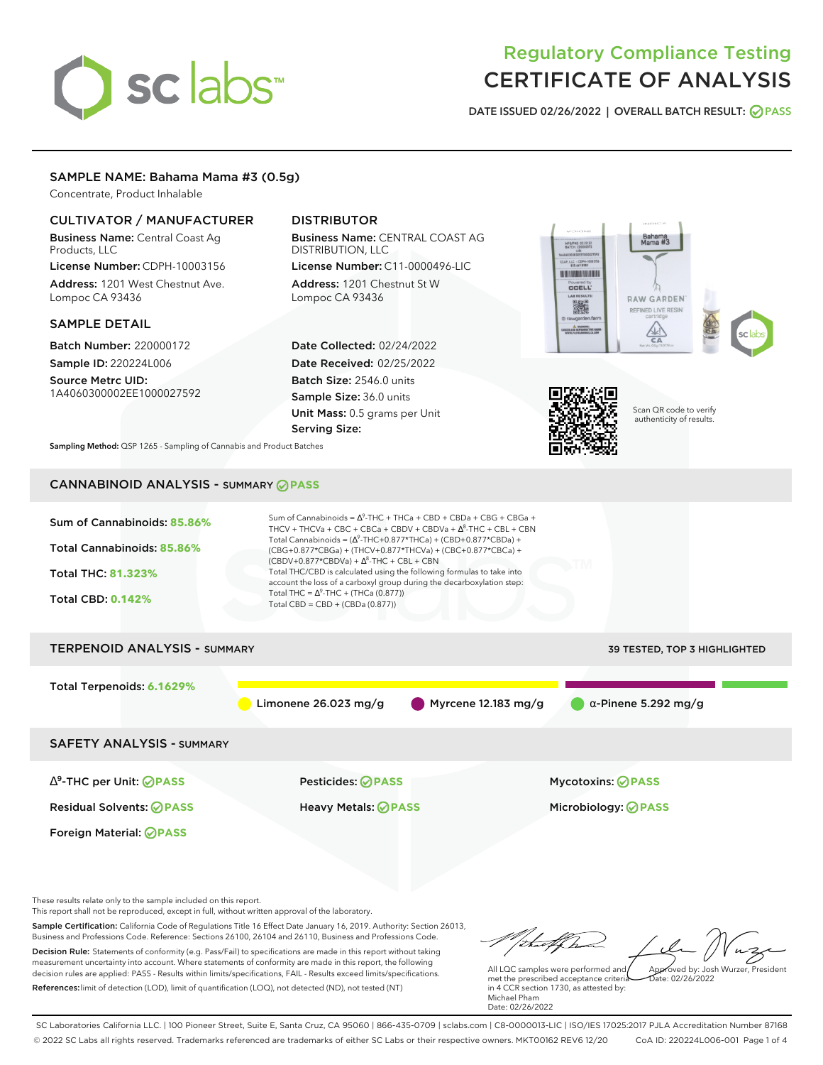# Regulatory Compliance Testing
# CERTIFICATE OF ANALYSIS

**DATE ISSUED 02/26/2022 | OVERALL BATCH RESULT: PASS**

## SAMPLE NAME: Bahama Mama #3 (0.5g)

Concentrate, Product Inhalable

### CULTIVATOR / MANUFACTURER

**Business Name:** Central Coast Ag Products, LLC
**License Number:** CDPH-10003156
**Address:** 1201 West Chestnut Ave. Lompoc CA 93436

### DISTRIBUTOR

**Business Name:** CENTRAL COAST AG DISTRIBUTION, LLC
**License Number:** C11-0000496-LIC
**Address:** 1201 Chestnut St W Lompoc CA 93436

### SAMPLE DETAIL

**Batch Number:** 220000172
**Sample ID:** 220224L006
**Source Metrc UID:** 1A4060300002EE1000027592

**Date Collected:** 02/24/2022
**Date Received:** 02/25/2022
**Batch Size:** 2546.0 units
**Sample Size:** 36.0 units
**Unit Mass:** 0.5 grams per Unit
**Serving Size:**

Scan QR code to verify authenticity of results.

**Sampling Method:** QSP 1265 - Sampling of Cannabis and Product Batches

## CANNABINOID ANALYSIS - SUMMARY PASS

**Sum of Cannabinoids:** 85.86%
**Total Cannabinoids:** 85.86%
**Total THC:** 81.323%
**Total CBD:** 0.142%

Sum of Cannabinoids = $\Delta^9$-THC + THCa + CBD + CBDa + CBG + CBGa + THCV + THCVa + CBC + CBCa + CBDV + CBDVa + $\Delta^8$-THC + CBL + CBN

Total Cannabinoids = ($\Delta^9$-THC+0.877*THCa) + (CBD+0.877*CBDa) + (CBG+0.877*CBGa) + (THCV+0.877*THCVa) + (CBC+0.877*CBCa) + (CBDV+0.877*CBDVa) + $\Delta^8$-THC + CBL + CBN

Total THC/CBD is calculated using the following formulas to take into account the loss of a carboxyl group during the decarboxylation step:

Total THC = $\Delta^9$-THC + (THCa (0.877))

Total CBD = CBD + (CBDa (0.877))

## TERPENOID ANALYSIS - SUMMARY

39 TESTED, TOP 3 HIGHLIGHTED

**Total Terpenoids:** 6.1629%

Limonene 26.023 mg/g | Myrcene 12.183 mg/g | α-Pinene 5.292 mg/g

## SAFETY ANALYSIS - SUMMARY

| | | |
|---|---|---|
| $\Delta^9$-THC per Unit: PASS | Pesticides: PASS | Mycotoxins: PASS |
| Residual Solvents: PASS | Heavy Metals: PASS | Microbiology: PASS |
| Foreign Material: PASS | | |

These results relate only to the sample included on this report.
This report shall not be reproduced, except in full, without written approval of the laboratory.

**Sample Certification:** California Code of Regulations Title 16 Effect Date January 16, 2019. Authority: Section 26013, Business and Professions Code. Reference: Sections 26100, 26104 and 26110, Business and Professions Code.

**Decision Rule:** Statements of conformity (e.g. Pass/Fail) to specifications are made in this report without taking measurement uncertainty into account. Where statements of conformity are made in this report, the following decision rules are applied: PASS - Results within limits/specifications, FAIL - Results exceed limits/specifications.

**References:** limit of detection (LOD), limit of quantification (LOQ), not detected (ND), not tested (NT)

All LQC samples were performed and met the prescribed acceptance criteria in 4 CCR section 1730, as attested by: Michael Pham
Date: 02/26/2022

Approved by: Josh Wurzer, President
Date: 02/26/2022

SC Laboratories California LLC. | 100 Pioneer Street, Suite E, Santa Cruz, CA 95060 | 866-435-0709 | sclabs.com | C8-0000013-LIC | ISO/IES 17025:2017 PJLA Accreditation Number 87168
© 2022 SC Labs all rights reserved. Trademarks referenced are trademarks of either SC Labs or their respective owners. MKT00162 REV6 12/20 CoA ID: 220224L006-001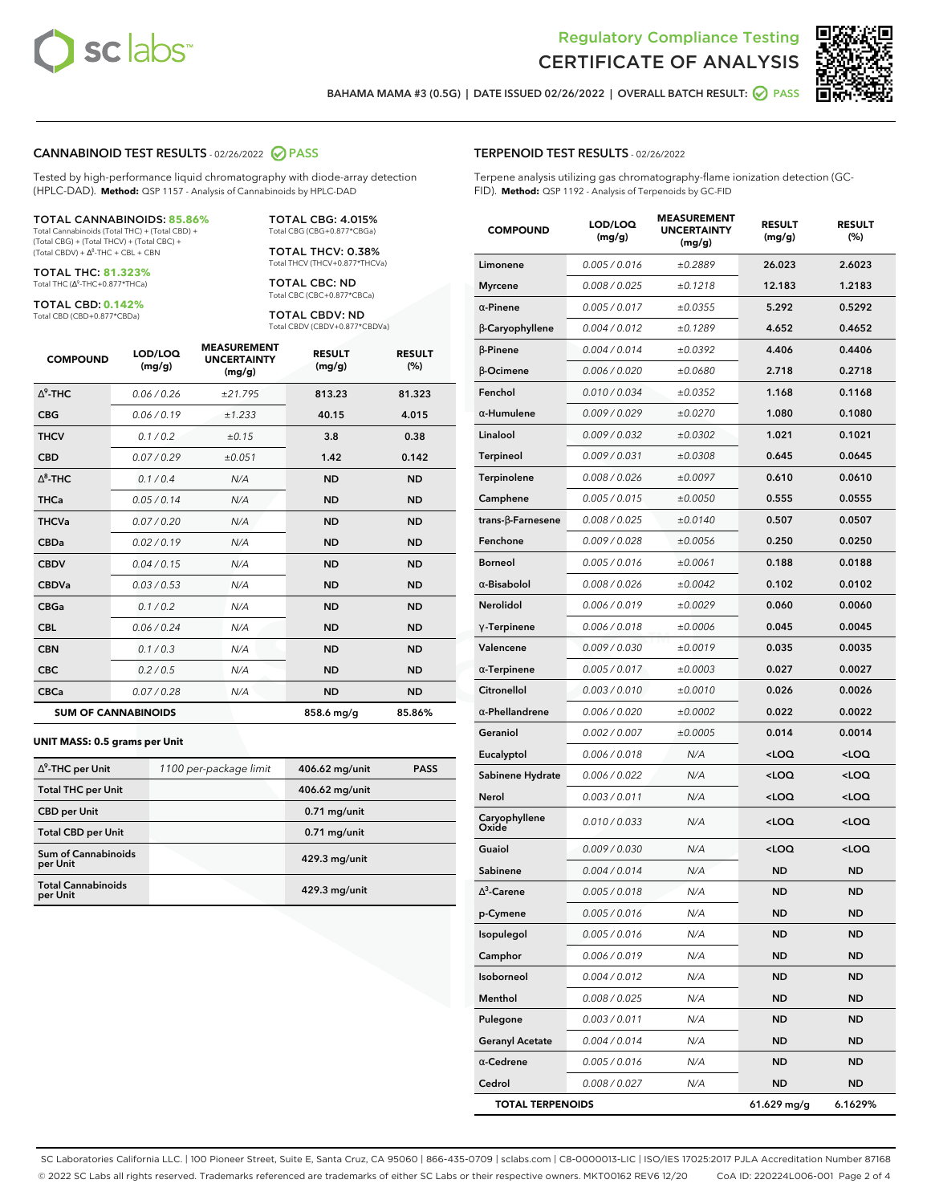# Regulatory Compliance Testing
# CERTIFICATE OF ANALYSIS

BAHAMA MAMA #3 (0.5G) | DATE ISSUED 02/26/2022 | OVERALL BATCH RESULT: PASS

## CANNABINOID TEST RESULTS - 02/26/2022 PASS

Tested by high-performance liquid chromatography with diode-array detection (HPLC-DAD). **Method:** QSP 1157 - Analysis of Cannabinoids by HPLC-DAD

**TOTAL CANNABINOIDS: 85.86%**
Total Cannabinoids (Total THC) + (Total CBD) + (Total CBG) + (Total THCV) + (Total CBC) + (Total CBDV) + $\Delta^8$-THC + CBL + CBN

**TOTAL THC: 81.323%**
Total THC ($\Delta^9$-THC+0.877*THCa)

**TOTAL CBD: 0.142%**
Total CBD (CBD+0.877*CBDa)

**TOTAL CBG: 4.015%**
Total CBG (CBG+0.877*CBGa)

**TOTAL THCV: 0.38%**
Total THCV (THCV+0.877*THCVa)

**TOTAL CBC: ND**
Total CBC (CBC+0.877*CBCa)

**TOTAL CBDV: ND**
Total CBDV (CBDV+0.877*CBDVa)

| COMPOUND | LOD/LOQ (mg/g) | MEASUREMENT UNCERTAINTY (mg/g) | RESULT (mg/g) | RESULT (%) |
|---|---|---|---|---|
| $\Delta^9$-THC | 0.06 / 0.26 | ±21.795 | 813.23 | 81.323 |
| CBG | 0.06 / 0.19 | ±1.233 | 40.15 | 4.015 |
| THCV | 0.1 / 0.2 | ±0.15 | 3.8 | 0.38 |
| CBD | 0.07 / 0.29 | ±0.051 | 1.42 | 0.142 |
| $\Delta^8$-THC | 0.1 / 0.4 | N/A | ND | ND |
| THCa | 0.05 / 0.14 | N/A | ND | ND |
| THCVa | 0.07 / 0.20 | N/A | ND | ND |
| CBDa | 0.02 / 0.19 | N/A | ND | ND |
| CBDV | 0.04 / 0.15 | N/A | ND | ND |
| CBDVa | 0.03 / 0.53 | N/A | ND | ND |
| CBGa | 0.1 / 0.2 | N/A | ND | ND |
| CBL | 0.06 / 0.24 | N/A | ND | ND |
| CBN | 0.1 / 0.3 | N/A | ND | ND |
| CBC | 0.2 / 0.5 | N/A | ND | ND |
| CBCa | 0.07 / 0.28 | N/A | ND | ND |
| **SUM OF CANNABINOIDS** | | | 858.6 mg/g | 85.86% |

**UNIT MASS: 0.5 grams per Unit**

| | | | |
|---|---|---|---|
| $\Delta^9$-THC per Unit | 1100 per-package limit | 406.62 mg/unit | PASS |
| Total THC per Unit | | 406.62 mg/unit | |
| CBD per Unit | | 0.71 mg/unit | |
| Total CBD per Unit | | 0.71 mg/unit | |
| Sum of Cannabinoids per Unit | | 429.3 mg/unit | |
| Total Cannabinoids per Unit | | 429.3 mg/unit | |

## TERPENOID TEST RESULTS - 02/26/2022

Terpene analysis utilizing gas chromatography-flame ionization detection (GC-FID). **Method:** QSP 1192 - Analysis of Terpenoids by GC-FID

| COMPOUND | LOD/LOQ (mg/g) | MEASUREMENT UNCERTAINTY (mg/g) | RESULT (mg/g) | RESULT (%) |
|---|---|---|---|---|
| Limonene | 0.005 / 0.016 | ±0.2889 | 26.023 | 2.6023 |
| Myrcene | 0.008 / 0.025 | ±0.1218 | 12.183 | 1.2183 |
| α-Pinene | 0.005 / 0.017 | ±0.0355 | 5.292 | 0.5292 |
| β-Caryophyllene | 0.004 / 0.012 | ±0.1289 | 4.652 | 0.4652 |
| β-Pinene | 0.004 / 0.014 | ±0.0392 | 4.406 | 0.4406 |
| β-Ocimene | 0.006 / 0.020 | ±0.0680 | 2.718 | 0.2718 |
| Fenchol | 0.010 / 0.034 | ±0.0352 | 1.168 | 0.1168 |
| α-Humulene | 0.009 / 0.029 | ±0.0270 | 1.080 | 0.1080 |
| Linalool | 0.009 / 0.032 | ±0.0302 | 1.021 | 0.1021 |
| Terpineol | 0.009 / 0.031 | ±0.0308 | 0.645 | 0.0645 |
| Terpinolene | 0.008 / 0.026 | ±0.0097 | 0.610 | 0.0610 |
| Camphene | 0.005 / 0.015 | ±0.0050 | 0.555 | 0.0555 |
| trans-β-Farnesene | 0.008 / 0.025 | ±0.0140 | 0.507 | 0.0507 |
| Fenchone | 0.009 / 0.028 | ±0.0056 | 0.250 | 0.0250 |
| Borneol | 0.005 / 0.016 | ±0.0061 | 0.188 | 0.0188 |
| α-Bisabolol | 0.008 / 0.026 | ±0.0042 | 0.102 | 0.0102 |
| Nerolidol | 0.006 / 0.019 | ±0.0029 | 0.060 | 0.0060 |
| γ-Terpinene | 0.006 / 0.018 | ±0.0006 | 0.045 | 0.0045 |
| Valencene | 0.009 / 0.030 | ±0.0019 | 0.035 | 0.0035 |
| α-Terpinene | 0.005 / 0.017 | ±0.0003 | 0.027 | 0.0027 |
| Citronellol | 0.003 / 0.010 | ±0.0010 | 0.026 | 0.0026 |
| α-Phellandrene | 0.006 / 0.020 | ±0.0002 | 0.022 | 0.0022 |
| Geraniol | 0.002 / 0.007 | ±0.0005 | 0.014 | 0.0014 |
| Eucalyptol | 0.006 / 0.018 | N/A | <LOQ | <LOQ |
| Sabinene Hydrate | 0.006 / 0.022 | N/A | <LOQ | <LOQ |
| Nerol | 0.003 / 0.011 | N/A | <LOQ | <LOQ |
| Caryophyllene Oxide | 0.010 / 0.033 | N/A | <LOQ | <LOQ |
| Guaiol | 0.009 / 0.030 | N/A | <LOQ | <LOQ |
| Sabinene | 0.004 / 0.014 | N/A | ND | ND |
| $\Delta^3$-Carene | 0.005 / 0.018 | N/A | ND | ND |
| p-Cymene | 0.005 / 0.016 | N/A | ND | ND |
| Isopulegol | 0.005 / 0.016 | N/A | ND | ND |
| Camphor | 0.006 / 0.019 | N/A | ND | ND |
| Isoborneol | 0.004 / 0.012 | N/A | ND | ND |
| Menthol | 0.008 / 0.025 | N/A | ND | ND |
| Pulegone | 0.003 / 0.011 | N/A | ND | ND |
| Geranyl Acetate | 0.004 / 0.014 | N/A | ND | ND |
| α-Cedrene | 0.005 / 0.016 | N/A | ND | ND |
| Cedrol | 0.008 / 0.027 | N/A | ND | ND |
| **TOTAL TERPENOIDS** | | | 61.629 mg/g | 6.1629% |

SC Laboratories California LLC. | 100 Pioneer Street, Suite E, Santa Cruz, CA 95060 | 866-435-0709 | sclabs.com | C8-0000013-LIC | ISO/IES 17025:2017 PJLA Accreditation Number 87168
© 2022 SC Labs all rights reserved. Trademarks referenced are trademarks of either SC Labs or their respective owners. MKT00162 REV6 12/20 CoA ID: 220224L006-001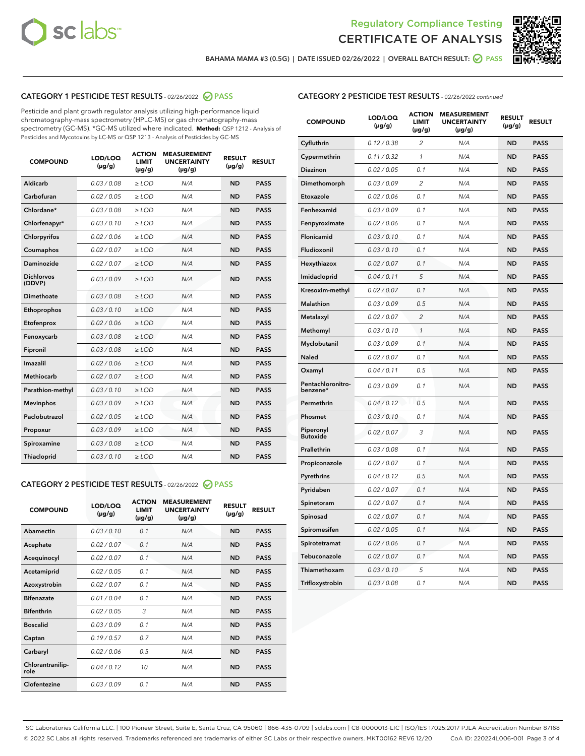BAHAMA MAMA #3 (0.5G) | DATE ISSUED 02/26/2022 | OVERALL BATCH RESULT: PASS

## CATEGORY 1 PESTICIDE TEST RESULTS - 02/26/2022 PASS

Pesticide and plant growth regulator analysis utilizing high-performance liquid chromatography-mass spectrometry (HPLC-MS) or gas chromatography-mass spectrometry (GC-MS). *GC-MS utilized where indicated. **Method:** QSP 1212 - Analysis of Pesticides and Mycotoxins by LC-MS or QSP 1213 - Analysis of Pesticides by GC-MS

| COMPOUND | LOD/LOQ (µg/g) | ACTION LIMIT (µg/g) | MEASUREMENT UNCERTAINTY (µg/g) | RESULT (µg/g) | RESULT |
|---|---|---|---|---|---|
| Aldicarb | 0.03 / 0.08 | ≥ LOD | N/A | ND | PASS |
| Carbofuran | 0.02 / 0.05 | ≥ LOD | N/A | ND | PASS |
| Chlordane* | 0.03 / 0.08 | ≥ LOD | N/A | ND | PASS |
| Chlorfenapyr* | 0.03 / 0.10 | ≥ LOD | N/A | ND | PASS |
| Chlorpyrifos | 0.02 / 0.06 | ≥ LOD | N/A | ND | PASS |
| Coumaphos | 0.02 / 0.07 | ≥ LOD | N/A | ND | PASS |
| Daminozide | 0.02 / 0.07 | ≥ LOD | N/A | ND | PASS |
| Dichlorvos (DDVP) | 0.03 / 0.09 | ≥ LOD | N/A | ND | PASS |
| Dimethoate | 0.03 / 0.08 | ≥ LOD | N/A | ND | PASS |
| Ethoprophos | 0.03 / 0.10 | ≥ LOD | N/A | ND | PASS |
| Etofenprox | 0.02 / 0.06 | ≥ LOD | N/A | ND | PASS |
| Fenoxycarb | 0.03 / 0.08 | ≥ LOD | N/A | ND | PASS |
| Fipronil | 0.03 / 0.08 | ≥ LOD | N/A | ND | PASS |
| Imazalil | 0.02 / 0.06 | ≥ LOD | N/A | ND | PASS |
| Methiocarb | 0.02 / 0.07 | ≥ LOD | N/A | ND | PASS |
| Parathion-methyl | 0.03 / 0.10 | ≥ LOD | N/A | ND | PASS |
| Mevinphos | 0.03 / 0.09 | ≥ LOD | N/A | ND | PASS |
| Paclobutrazol | 0.02 / 0.05 | ≥ LOD | N/A | ND | PASS |
| Propoxur | 0.03 / 0.09 | ≥ LOD | N/A | ND | PASS |
| Spiroxamine | 0.03 / 0.08 | ≥ LOD | N/A | ND | PASS |
| Thiacloprid | 0.03 / 0.10 | ≥ LOD | N/A | ND | PASS |

## CATEGORY 2 PESTICIDE TEST RESULTS - 02/26/2022 PASS

| COMPOUND | LOD/LOQ (µg/g) | ACTION LIMIT (µg/g) | MEASUREMENT UNCERTAINTY (µg/g) | RESULT (µg/g) | RESULT |
|---|---|---|---|---|---|
| Abamectin | 0.03 / 0.10 | 0.1 | N/A | ND | PASS |
| Acephate | 0.02 / 0.07 | 0.1 | N/A | ND | PASS |
| Acequinocyl | 0.02 / 0.07 | 0.1 | N/A | ND | PASS |
| Acetamiprid | 0.02 / 0.05 | 0.1 | N/A | ND | PASS |
| Azoxystrobin | 0.02 / 0.07 | 0.1 | N/A | ND | PASS |
| Bifenazate | 0.01 / 0.04 | 0.1 | N/A | ND | PASS |
| Bifenthrin | 0.02 / 0.05 | 3 | N/A | ND | PASS |
| Boscalid | 0.03 / 0.09 | 0.1 | N/A | ND | PASS |
| Captan | 0.19 / 0.57 | 0.7 | N/A | ND | PASS |
| Carbaryl | 0.02 / 0.06 | 0.5 | N/A | ND | PASS |
| Chlorantraniliprole | 0.04 / 0.12 | 10 | N/A | ND | PASS |
| Clofentezine | 0.03 / 0.09 | 0.1 | N/A | ND | PASS |
| Cyfluthrin | 0.12 / 0.38 | 2 | N/A | ND | PASS |
| Cypermethrin | 0.11 / 0.32 | 1 | N/A | ND | PASS |
| Diazinon | 0.02 / 0.05 | 0.1 | N/A | ND | PASS |
| Dimethomorph | 0.03 / 0.09 | 2 | N/A | ND | PASS |
| Etoxazole | 0.02 / 0.06 | 0.1 | N/A | ND | PASS |
| Fenhexamid | 0.03 / 0.09 | 0.1 | N/A | ND | PASS |
| Fenpyroximate | 0.02 / 0.06 | 0.1 | N/A | ND | PASS |
| Flonicamid | 0.03 / 0.10 | 0.1 | N/A | ND | PASS |
| Fludioxonil | 0.03 / 0.10 | 0.1 | N/A | ND | PASS |
| Hexythiazox | 0.02 / 0.07 | 0.1 | N/A | ND | PASS |
| Imidacloprid | 0.04 / 0.11 | 5 | N/A | ND | PASS |
| Kresoxim-methyl | 0.02 / 0.07 | 0.1 | N/A | ND | PASS |
| Malathion | 0.03 / 0.09 | 0.5 | N/A | ND | PASS |
| Metalaxyl | 0.02 / 0.07 | 2 | N/A | ND | PASS |
| Methomyl | 0.03 / 0.10 | 1 | N/A | ND | PASS |
| Myclobutanil | 0.03 / 0.09 | 0.1 | N/A | ND | PASS |
| Naled | 0.02 / 0.07 | 0.1 | N/A | ND | PASS |
| Oxamyl | 0.04 / 0.11 | 0.5 | N/A | ND | PASS |
| Pentachloronitrobenzene* | 0.03 / 0.09 | 0.1 | N/A | ND | PASS |
| Permethrin | 0.04 / 0.12 | 0.5 | N/A | ND | PASS |
| Phosmet | 0.03 / 0.10 | 0.1 | N/A | ND | PASS |
| Piperonyl Butoxide | 0.02 / 0.07 | 3 | N/A | ND | PASS |
| Prallethrin | 0.03 / 0.08 | 0.1 | N/A | ND | PASS |
| Propiconazole | 0.02 / 0.07 | 0.1 | N/A | ND | PASS |
| Pyrethrins | 0.04 / 0.12 | 0.5 | N/A | ND | PASS |
| Pyridaben | 0.02 / 0.07 | 0.1 | N/A | ND | PASS |
| Spinetoram | 0.02 / 0.07 | 0.1 | N/A | ND | PASS |
| Spinosad | 0.02 / 0.07 | 0.1 | N/A | ND | PASS |
| Spiromesifen | 0.02 / 0.05 | 0.1 | N/A | ND | PASS |
| Spirotetramat | 0.02 / 0.06 | 0.1 | N/A | ND | PASS |
| Tebuconazole | 0.02 / 0.07 | 0.1 | N/A | ND | PASS |
| Thiamethoxam | 0.03 / 0.10 | 5 | N/A | ND | PASS |
| Trifloxystrobin | 0.03 / 0.08 | 0.1 | N/A | ND | PASS |

SC Laboratories California LLC. | 100 Pioneer Street, Suite E, Santa Cruz, CA 95060 | 866-435-0709 | sclabs.com | C8-0000013-LIC | ISO/IES 17025:2017 PJLA Accreditation Number 87168
© 2022 SC Labs all rights reserved. Trademarks referenced are trademarks of either SC Labs or their respective owners. MKT00162 REV6 12/20 CoA ID: 220224L006-001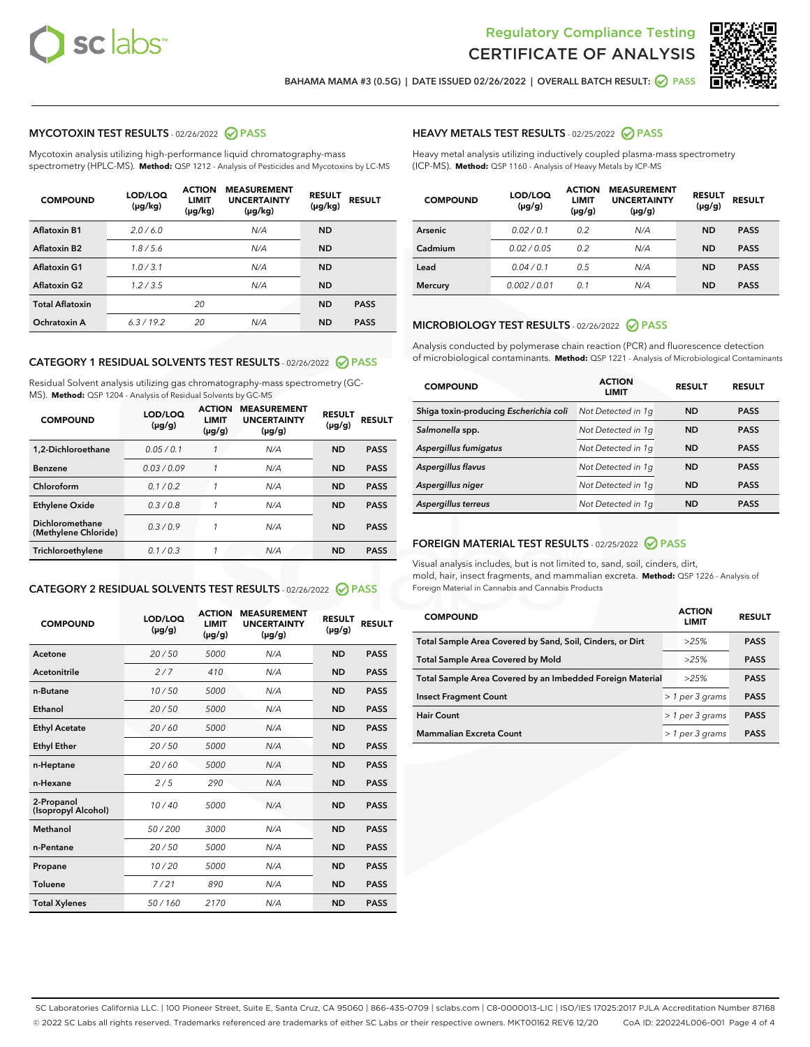Regulatory Compliance Testing

# CERTIFICATE OF ANALYSIS

BAHAMA MAMA #3 (0.5G) | DATE ISSUED 02/26/2022 | OVERALL BATCH RESULT: PASS

## MYCOTOXIN TEST RESULTS - 02/26/2022 PASS

Mycotoxin analysis utilizing high-performance liquid chromatography-mass spectrometry (HPLC-MS). **Method:** QSP 1212 - Analysis of Pesticides and Mycotoxins by LC-MS

| COMPOUND | LOD/LOQ (µg/kg) | ACTION LIMIT (µg/kg) | MEASUREMENT UNCERTAINTY (µg/kg) | RESULT (µg/kg) | RESULT |
|---|---|---|---|---|---|
| Aflatoxin B1 | 2.0 / 6.0 | | N/A | ND | |
| Aflatoxin B2 | 1.8 / 5.6 | | N/A | ND | |
| Aflatoxin G1 | 1.0 / 3.1 | | N/A | ND | |
| Aflatoxin G2 | 1.2 / 3.5 | | N/A | ND | |
| Total Aflatoxin | | 20 | | ND | PASS |
| Ochratoxin A | 6.3 / 19.2 | 20 | N/A | ND | PASS |

## CATEGORY 1 RESIDUAL SOLVENTS TEST RESULTS - 02/26/2022 PASS

Residual Solvent analysis utilizing gas chromatography-mass spectrometry (GC-MS). **Method:** QSP 1204 - Analysis of Residual Solvents by GC-MS

| COMPOUND | LOD/LOQ (µg/g) | ACTION LIMIT (µg/g) | MEASUREMENT UNCERTAINTY (µg/g) | RESULT (µg/g) | RESULT |
|---|---|---|---|---|---|
| 1,2-Dichloroethane | 0.05 / 0.1 | 1 | N/A | ND | PASS |
| Benzene | 0.03 / 0.09 | 1 | N/A | ND | PASS |
| Chloroform | 0.1 / 0.2 | 1 | N/A | ND | PASS |
| Ethylene Oxide | 0.3 / 0.8 | 1 | N/A | ND | PASS |
| Dichloromethane (Methylene Chloride) | 0.3 / 0.9 | 1 | N/A | ND | PASS |
| Trichloroethylene | 0.1 / 0.3 | 1 | N/A | ND | PASS |

## CATEGORY 2 RESIDUAL SOLVENTS TEST RESULTS - 02/26/2022 PASS

| COMPOUND | LOD/LOQ (µg/g) | ACTION LIMIT (µg/g) | MEASUREMENT UNCERTAINTY (µg/g) | RESULT (µg/g) | RESULT |
|---|---|---|---|---|---|
| Acetone | 20 / 50 | 5000 | N/A | ND | PASS |
| Acetonitrile | 2 / 7 | 410 | N/A | ND | PASS |
| n-Butane | 10 / 50 | 5000 | N/A | ND | PASS |
| Ethanol | 20 / 50 | 5000 | N/A | ND | PASS |
| Ethyl Acetate | 20 / 60 | 5000 | N/A | ND | PASS |
| Ethyl Ether | 20 / 50 | 5000 | N/A | ND | PASS |
| n-Heptane | 20 / 60 | 5000 | N/A | ND | PASS |
| n-Hexane | 2 / 5 | 290 | N/A | ND | PASS |
| 2-Propanol (Isopropyl Alcohol) | 10 / 40 | 5000 | N/A | ND | PASS |
| Methanol | 50 / 200 | 3000 | N/A | ND | PASS |
| n-Pentane | 20 / 50 | 5000 | N/A | ND | PASS |
| Propane | 10 / 20 | 5000 | N/A | ND | PASS |
| Toluene | 7 / 21 | 890 | N/A | ND | PASS |
| Total Xylenes | 50 / 160 | 2170 | N/A | ND | PASS |

## HEAVY METALS TEST RESULTS - 02/25/2022 PASS

Heavy metal analysis utilizing inductively coupled plasma-mass spectrometry (ICP-MS). **Method:** QSP 1160 - Analysis of Heavy Metals by ICP-MS

| COMPOUND | LOD/LOQ (µg/g) | ACTION LIMIT (µg/g) | MEASUREMENT UNCERTAINTY (µg/g) | RESULT (µg/g) | RESULT |
|---|---|---|---|---|---|
| Arsenic | 0.02 / 0.1 | 0.2 | N/A | ND | PASS |
| Cadmium | 0.02 / 0.05 | 0.2 | N/A | ND | PASS |
| Lead | 0.04 / 0.1 | 0.5 | N/A | ND | PASS |
| Mercury | 0.002 / 0.01 | 0.1 | N/A | ND | PASS |

## MICROBIOLOGY TEST RESULTS - 02/26/2022 PASS

Analysis conducted by polymerase chain reaction (PCR) and fluorescence detection of microbiological contaminants. **Method:** QSP 1221 - Analysis of Microbiological Contaminants

| COMPOUND | ACTION LIMIT | RESULT | RESULT |
|---|---|---|---|
| Shiga toxin-producing *Escherichia coli* | Not Detected in 1g | ND | PASS |
| *Salmonella* spp. | Not Detected in 1g | ND | PASS |
| *Aspergillus fumigatus* | Not Detected in 1g | ND | PASS |
| *Aspergillus flavus* | Not Detected in 1g | ND | PASS |
| *Aspergillus niger* | Not Detected in 1g | ND | PASS |
| *Aspergillus terreus* | Not Detected in 1g | ND | PASS |

## FOREIGN MATERIAL TEST RESULTS - 02/25/2022 PASS

Visual analysis includes, but is not limited to, sand, soil, cinders, dirt, mold, hair, insect fragments, and mammalian excreta. **Method:** QSP 1226 - Analysis of Foreign Material in Cannabis and Cannabis Products

| COMPOUND | ACTION LIMIT | RESULT |
|---|---|---|
| Total Sample Area Covered by Sand, Soil, Cinders, or Dirt | >25% | PASS |
| Total Sample Area Covered by Mold | >25% | PASS |
| Total Sample Area Covered by an Imbedded Foreign Material | >25% | PASS |
| Insect Fragment Count | > 1 per 3 grams | PASS |
| Hair Count | > 1 per 3 grams | PASS |
| Mammalian Excreta Count | > 1 per 3 grams | PASS |

SC Laboratories California LLC. | 100 Pioneer Street, Suite E, Santa Cruz, CA 95060 | 866-435-0709 | sclabs.com | C8-0000013-LIC | ISO/IES 17025:2017 PJLA Accreditation Number 87168
© 2022 SC Labs all rights reserved. Trademarks referenced are trademarks of either SC Labs or their respective owners. MKT00162 REV6 12/20 CoA ID: 220224L006-001